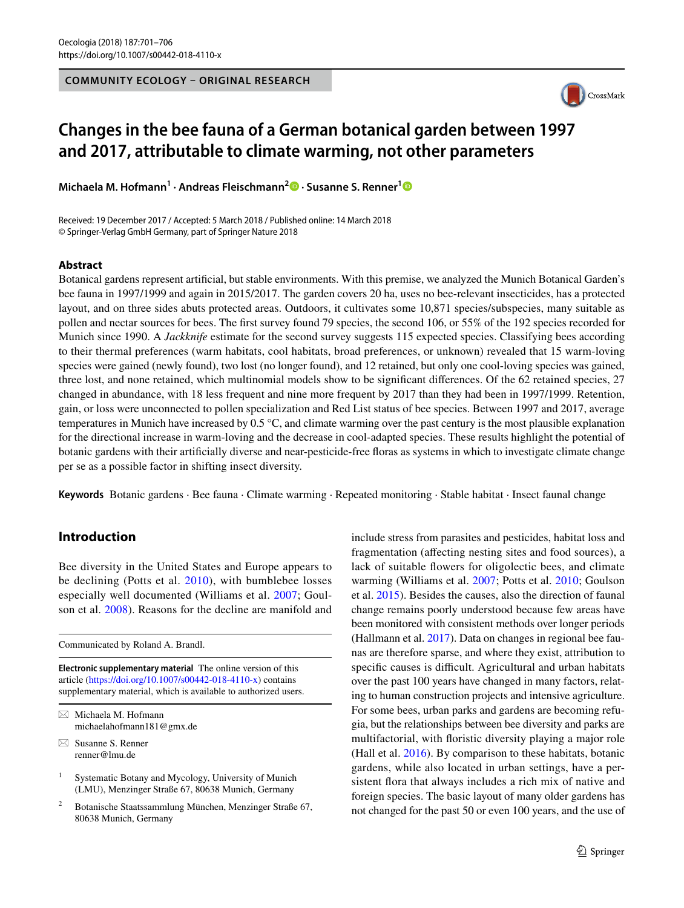COMMUNITY ECOLOGY – ORIGINAL RESEARCH

# Changes in the bee fauna of a German botanical garden between 1997 and 2017, attributable to climate warming, not other parameters

**Michaela M. Hofmann[1] · Andreas Fleischmann[2] · Susanne S. Renner[1]**

Received: 19 December 2017 / Accepted: 5 March 2018 / Published online: 14 March 2018
© Springer-Verlag GmbH Germany, part of Springer Nature 2018

## Abstract

Botanical gardens represent artificial, but stable environments. With this premise, we analyzed the Munich Botanical Garden's bee fauna in 1997/1999 and again in 2015/2017. The garden covers 20 ha, uses no bee-relevant insecticides, has a protected layout, and on three sides abuts protected areas. Outdoors, it cultivates some 10,871 species/subspecies, many suitable as pollen and nectar sources for bees. The first survey found 79 species, the second 106, or 55% of the 192 species recorded for Munich since 1990. A *Jackknife* estimate for the second survey suggests 115 expected species. Classifying bees according to their thermal preferences (warm habitats, cool habitats, broad preferences, or unknown) revealed that 15 warm-loving species were gained (newly found), two lost (no longer found), and 12 retained, but only one cool-loving species was gained, three lost, and none retained, which multinomial models show to be significant differences. Of the 62 retained species, 27 changed in abundance, with 18 less frequent and nine more frequent by 2017 than they had been in 1997/1999. Retention, gain, or loss were unconnected to pollen specialization and Red List status of bee species. Between 1997 and 2017, average temperatures in Munich have increased by 0.5 °C, and climate warming over the past century is the most plausible explanation for the directional increase in warm-loving and the decrease in cool-adapted species. These results highlight the potential of botanic gardens with their artificially diverse and near-pesticide-free floras as systems in which to investigate climate change per se as a possible factor in shifting insect diversity.

**Keywords** Botanic gardens · Bee fauna · Climate warming · Repeated monitoring · Stable habitat · Insect faunal change

## Introduction

Bee diversity in the United States and Europe appears to be declining (Potts et al. 2010), with bumblebee losses especially well documented (Williams et al. 2007; Goulson et al. 2008). Reasons for the decline are manifold and include stress from parasites and pesticides, habitat loss and fragmentation (affecting nesting sites and food sources), a lack of suitable flowers for oligolectic bees, and climate warming (Williams et al. 2007; Potts et al. 2010; Goulson et al. 2015). Besides the causes, also the direction of faunal change remains poorly understood because few areas have been monitored with consistent methods over longer periods (Hallmann et al. 2017). Data on changes in regional bee faunas are therefore sparse, and where they exist, attribution to specific causes is difficult. Agricultural and urban habitats over the past 100 years have changed in many factors, relating to human construction projects and intensive agriculture. For some bees, urban parks and gardens are becoming refugia, but the relationships between bee diversity and parks are multifactorial, with floristic diversity playing a major role (Hall et al. 2016). By comparison to these habitats, botanic gardens, while also located in urban settings, have a persistent flora that always includes a rich mix of native and foreign species. The basic layout of many older gardens has not changed for the past 50 or even 100 years, and the use of

---

Communicated by Roland A. Brandl.

**Electronic supplementary material** The online version of this article (https://doi.org/10.1007/s00442-018-4110-x) contains supplementary material, which is available to authorized users.

✉ Michaela M. Hofmann
michaelahofmann181@gmx.de

✉ Susanne S. Renner
renner@lmu.de

[1] Systematic Botany and Mycology, University of Munich (LMU), Menzinger Straße 67, 80638 Munich, Germany

[2] Botanische Staatssammlung München, Menzinger Straße 67, 80638 Munich, Germany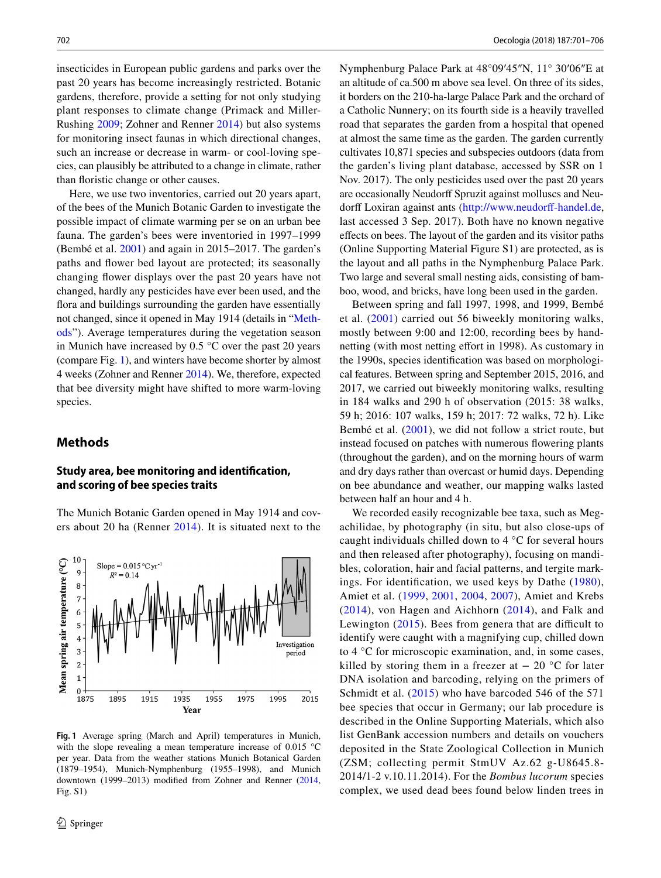insecticides in European public gardens and parks over the past 20 years has become increasingly restricted. Botanic gardens, therefore, provide a setting for not only studying plant responses to climate change (Primack and Miller-Rushing 2009; Zohner and Renner 2014) but also systems for monitoring insect faunas in which directional changes, such as an increase or decrease in warm- or cool-loving species, can plausibly be attributed to a change in climate, rather than floristic change or other causes.

Here, we use two inventories, carried out 20 years apart, of the bees of the Munich Botanic Garden to investigate the possible impact of climate warming per se on an urban bee fauna. The garden's bees were inventoried in 1997–1999 (Bembé et al. 2001) and again in 2015–2017. The garden's paths and flower bed layout are protected; its seasonally changing flower displays over the past 20 years have not changed, hardly any pesticides have ever been used, and the flora and buildings surrounding the garden have essentially not changed, since it opened in May 1914 (details in "Methods"). Average temperatures during the vegetation season in Munich have increased by 0.5 °C over the past 20 years (compare Fig. 1), and winters have become shorter by almost 4 weeks (Zohner and Renner 2014). We, therefore, expected that bee diversity might have shifted to more warm-loving species.

## Methods

### Study area, bee monitoring and identification, and scoring of bee species traits

The Munich Botanic Garden opened in May 1914 and covers about 20 ha (Renner 2014). It is situated next to the

Slope = 0.015 °C yr⁻¹
$R^2$ = 0.14
Investigation period
Mean spring air temperature (°C)
Year
0 1 2 3 4 5 6 7 8 9 10
1875 1895 1915 1935 1955 1975 1995 2015

**Fig. 1** Average spring (March and April) temperatures in Munich, with the slope revealing a mean temperature increase of 0.015 °C per year. Data from the weather stations Munich Botanical Garden (1879–1954), Munich-Nymphenburg (1955–1998), and Munich downtown (1999–2013) modified from Zohner and Renner (2014, Fig. S1)

Nymphenburg Palace Park at 48°09′45″N, 11° 30′06″E at an altitude of ca.500 m above sea level. On three of its sides, it borders on the 210-ha-large Palace Park and the orchard of a Catholic Nunnery; on its fourth side is a heavily travelled road that separates the garden from a hospital that opened at almost the same time as the garden. The garden currently cultivates 10,871 species and subspecies outdoors (data from the garden's living plant database, accessed by SSR on 1 Nov. 2017). The only pesticides used over the past 20 years are occasionally Neudorff Spruzit against molluscs and Neudorff Loxiran against ants (http://www.neudorff-handel.de, last accessed 3 Sep. 2017). Both have no known negative effects on bees. The layout of the garden and its visitor paths (Online Supporting Material Figure S1) are protected, as is the layout and all paths in the Nymphenburg Palace Park. Two large and several small nesting aids, consisting of bamboo, wood, and bricks, have long been used in the garden.

Between spring and fall 1997, 1998, and 1999, Bembé et al. (2001) carried out 56 biweekly monitoring walks, mostly between 9:00 and 12:00, recording bees by hand-netting (with most netting effort in 1998). As customary in the 1990s, species identification was based on morphological features. Between spring and September 2015, 2016, and 2017, we carried out biweekly monitoring walks, resulting in 184 walks and 290 h of observation (2015: 38 walks, 59 h; 2016: 107 walks, 159 h; 2017: 72 walks, 72 h). Like Bembé et al. (2001), we did not follow a strict route, but instead focused on patches with numerous flowering plants (throughout the garden), and on the morning hours of warm and dry days rather than overcast or humid days. Depending on bee abundance and weather, our mapping walks lasted between half an hour and 4 h.

We recorded easily recognizable bee taxa, such as Megachilidae, by photography (in situ, but also close-ups of caught individuals chilled down to 4 °C for several hours and then released after photography), focusing on mandibles, coloration, hair and facial patterns, and tergite markings. For identification, we used keys by Dathe (1980), Amiet et al. (1999, 2001, 2004, 2007), Amiet and Krebs (2014), von Hagen and Aichhorn (2014), and Falk and Lewington (2015). Bees from genera that are difficult to identify were caught with a magnifying cup, chilled down to 4 °C for microscopic examination, and, in some cases, killed by storing them in a freezer at − 20 °C for later DNA isolation and barcoding, relying on the primers of Schmidt et al. (2015) who have barcoded 546 of the 571 bee species that occur in Germany; our lab procedure is described in the Online Supporting Materials, which also list GenBank accession numbers and details on vouchers deposited in the State Zoological Collection in Munich (ZSM; collecting permit StmUV Az.62 g-U8645.8-2014/1-2 v.10.11.2014). For the *Bombus lucorum* species complex, we used dead bees found below linden trees in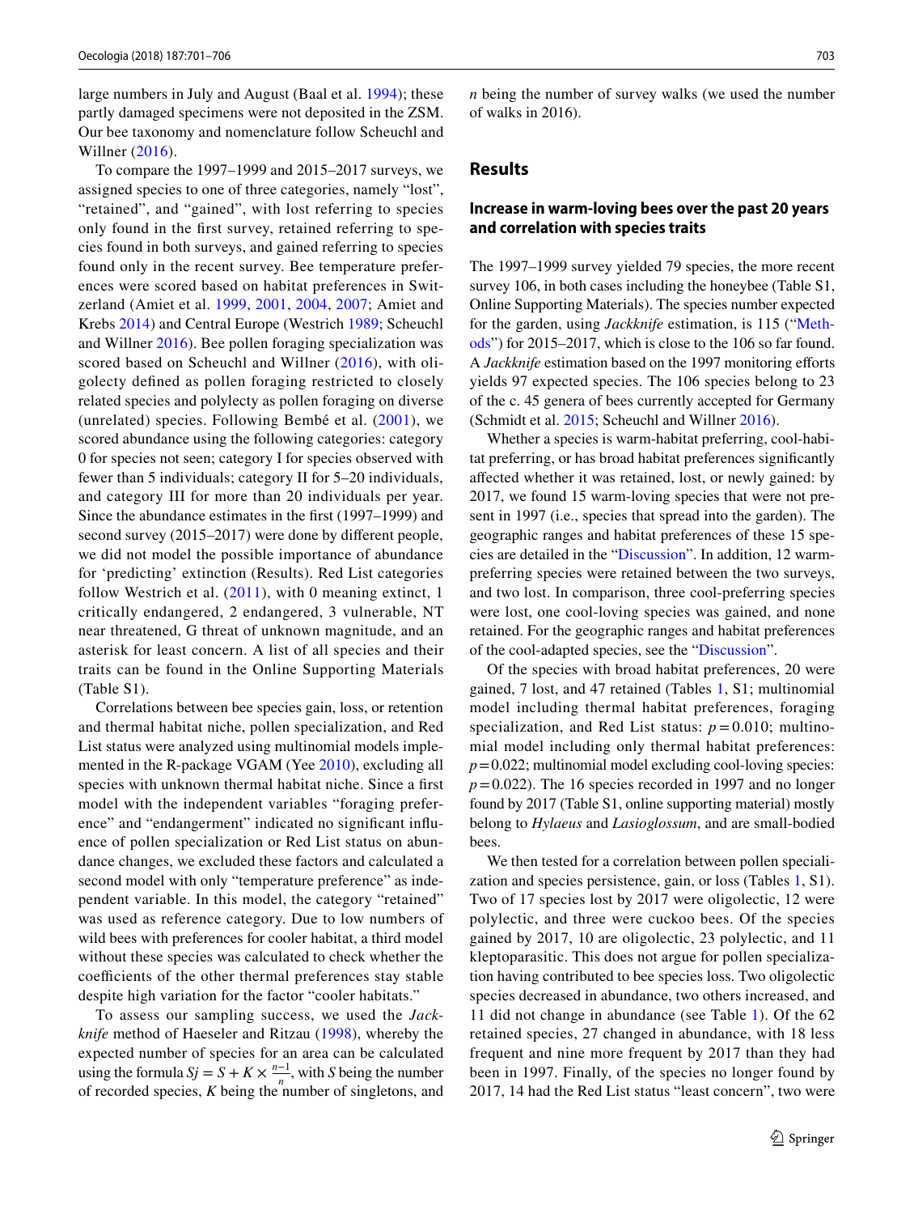large numbers in July and August (Baal et al. 1994); these partly damaged specimens were not deposited in the ZSM. Our bee taxonomy and nomenclature follow Scheuchl and Willner (2016).

To compare the 1997–1999 and 2015–2017 surveys, we assigned species to one of three categories, namely "lost", "retained", and "gained", with lost referring to species only found in the first survey, retained referring to species found in both surveys, and gained referring to species found only in the recent survey. Bee temperature preferences were scored based on habitat preferences in Switzerland (Amiet et al. 1999, 2001, 2004, 2007; Amiet and Krebs 2014) and Central Europe (Westrich 1989; Scheuchl and Willner 2016). Bee pollen foraging specialization was scored based on Scheuchl and Willner (2016), with oligolecty defined as pollen foraging restricted to closely related species and polylecty as pollen foraging on diverse (unrelated) species. Following Bembé et al. (2001), we scored abundance using the following categories: category 0 for species not seen; category I for species observed with fewer than 5 individuals; category II for 5–20 individuals, and category III for more than 20 individuals per year. Since the abundance estimates in the first (1997–1999) and second survey (2015–2017) were done by different people, we did not model the possible importance of abundance for 'predicting' extinction (Results). Red List categories follow Westrich et al. (2011), with 0 meaning extinct, 1 critically endangered, 2 endangered, 3 vulnerable, NT near threatened, G threat of unknown magnitude, and an asterisk for least concern. A list of all species and their traits can be found in the Online Supporting Materials (Table S1).

Correlations between bee species gain, loss, or retention and thermal habitat niche, pollen specialization, and Red List status were analyzed using multinomial models implemented in the R-package VGAM (Yee 2010), excluding all species with unknown thermal habitat niche. Since a first model with the independent variables "foraging preference" and "endangerment" indicated no significant influence of pollen specialization or Red List status on abundance changes, we excluded these factors and calculated a second model with only "temperature preference" as independent variable. In this model, the category "retained" was used as reference category. Due to low numbers of wild bees with preferences for cooler habitat, a third model without these species was calculated to check whether the coefficients of the other thermal preferences stay stable despite high variation for the factor "cooler habitats."

To assess our sampling success, we used the *Jackknife* method of Haeseler and Ritzau (1998), whereby the expected number of species for an area can be calculated using the formula $Sj = S + K \times \frac{n-1}{n}$, with $S$ being the number of recorded species, $K$ being the number of singletons, and $n$ being the number of survey walks (we used the number of walks in 2016).

## Results

### Increase in warm-loving bees over the past 20 years and correlation with species traits

The 1997–1999 survey yielded 79 species, the more recent survey 106, in both cases including the honeybee (Table S1, Online Supporting Materials). The species number expected for the garden, using *Jackknife* estimation, is 115 ("Methods") for 2015–2017, which is close to the 106 so far found. A *Jackknife* estimation based on the 1997 monitoring efforts yields 97 expected species. The 106 species belong to 23 of the c. 45 genera of bees currently accepted for Germany (Schmidt et al. 2015; Scheuchl and Willner 2016).

Whether a species is warm-habitat preferring, cool-habitat preferring, or has broad habitat preferences significantly affected whether it was retained, lost, or newly gained: by 2017, we found 15 warm-loving species that were not present in 1997 (i.e., species that spread into the garden). The geographic ranges and habitat preferences of these 15 species are detailed in the "Discussion". In addition, 12 warm-preferring species were retained between the two surveys, and two lost. In comparison, three cool-preferring species were lost, one cool-loving species was gained, and none retained. For the geographic ranges and habitat preferences of the cool-adapted species, see the "Discussion".

Of the species with broad habitat preferences, 20 were gained, 7 lost, and 47 retained (Tables 1, S1; multinomial model including thermal habitat preferences, foraging specialization, and Red List status: $p = 0.010$; multinomial model including only thermal habitat preferences: $p = 0.022$; multinomial model excluding cool-loving species: $p = 0.022$). The 16 species recorded in 1997 and no longer found by 2017 (Table S1, online supporting material) mostly belong to *Hylaeus* and *Lasioglossum*, and are small-bodied bees.

We then tested for a correlation between pollen specialization and species persistence, gain, or loss (Tables 1, S1). Two of 17 species lost by 2017 were oligolectic, 12 were polylectic, and three were cuckoo bees. Of the species gained by 2017, 10 are oligolectic, 23 polylectic, and 11 kleptoparasitic. This does not argue for pollen specialization having contributed to bee species loss. Two oligolectic species decreased in abundance, two others increased, and 11 did not change in abundance (see Table 1). Of the 62 retained species, 27 changed in abundance, with 18 less frequent and nine more frequent by 2017 than they had been in 1997. Finally, of the species no longer found by 2017, 14 had the Red List status "least concern", two were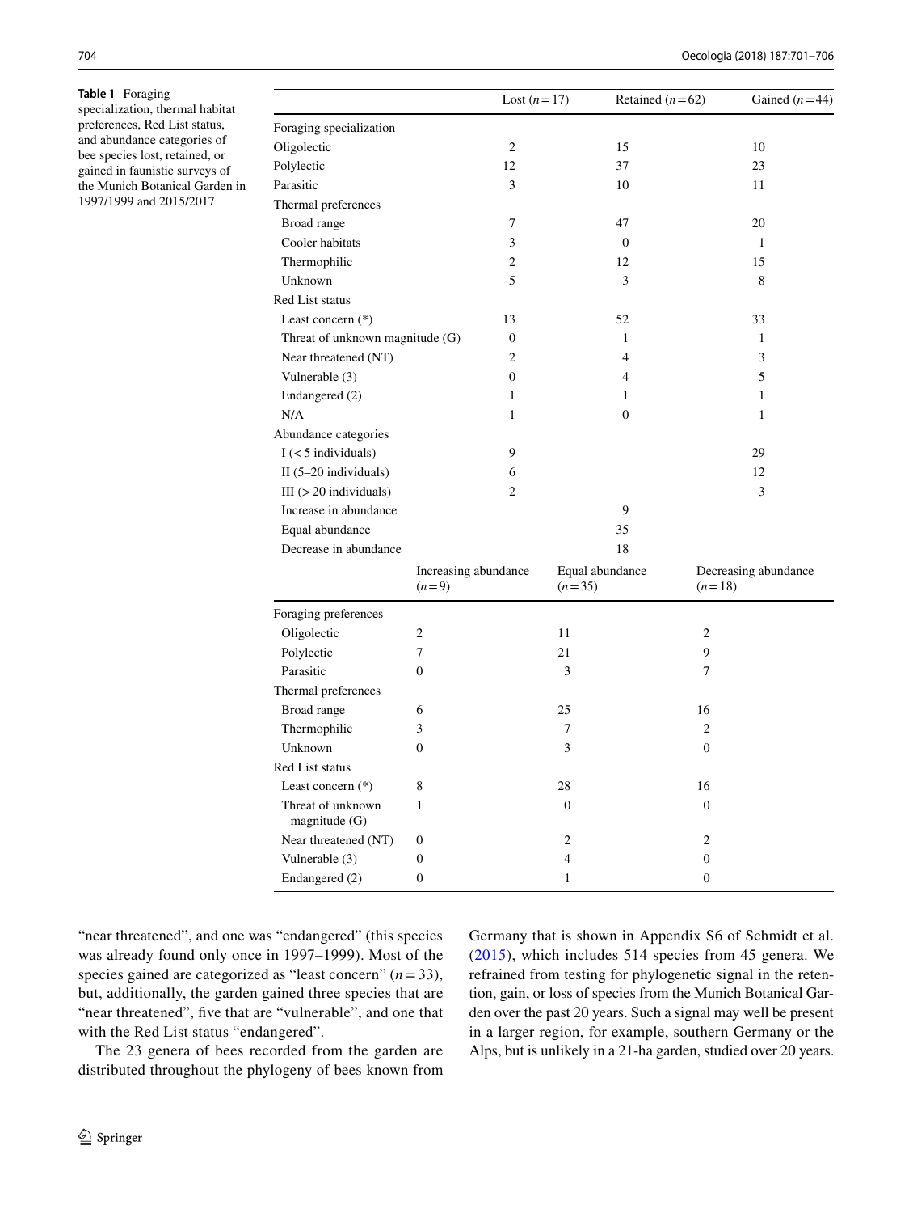**Table 1** Foraging specialization, thermal habitat preferences, Red List status, and abundance categories of bee species lost, retained, or gained in faunistic surveys of the Munich Botanical Garden in 1997/1999 and 2015/2017

| | Lost ($n=17$) | Retained ($n=62$) | Gained ($n=44$) |
|---|---|---|---|
| Foraging specialization | | | |
| Oligolectic | 2 | 15 | 10 |
| Polylectic | 12 | 37 | 23 |
| Parasitic | 3 | 10 | 11 |
| Thermal preferences | | | |
| Broad range | 7 | 47 | 20 |
| Cooler habitats | 3 | 0 | 1 |
| Thermophilic | 2 | 12 | 15 |
| Unknown | 5 | 3 | 8 |
| Red List status | | | |
| Least concern (*) | 13 | 52 | 33 |
| Threat of unknown magnitude (G) | 0 | 1 | 1 |
| Near threatened (NT) | 2 | 4 | 3 |
| Vulnerable (3) | 0 | 4 | 5 |
| Endangered (2) | 1 | 1 | 1 |
| N/A | 1 | 0 | 1 |
| Abundance categories | | | |
| I (< 5 individuals) | 9 | | 29 |
| II (5–20 individuals) | 6 | | 12 |
| III (> 20 individuals) | 2 | | 3 |
| Increase in abundance | | 9 | |
| Equal abundance | | 35 | |
| Decrease in abundance | | 18 | |

| | Increasing abundance ($n=9$) | Equal abundance ($n=35$) | Decreasing abundance ($n=18$) |
|---|---|---|---|
| Foraging preferences | | | |
| Oligolectic | 2 | 11 | 2 |
| Polylectic | 7 | 21 | 9 |
| Parasitic | 0 | 3 | 7 |
| Thermal preferences | | | |
| Broad range | 6 | 25 | 16 |
| Thermophilic | 3 | 7 | 2 |
| Unknown | 0 | 3 | 0 |
| Red List status | | | |
| Least concern (*) | 8 | 28 | 16 |
| Threat of unknown magnitude (G) | 1 | 0 | 0 |
| Near threatened (NT) | 0 | 2 | 2 |
| Vulnerable (3) | 0 | 4 | 0 |
| Endangered (2) | 0 | 1 | 0 |

"near threatened", and one was "endangered" (this species was already found only once in 1997–1999). Most of the species gained are categorized as "least concern" ($n=33$), but, additionally, the garden gained three species that are "near threatened", five that are "vulnerable", and one that with the Red List status "endangered".

The 23 genera of bees recorded from the garden are distributed throughout the phylogeny of bees known from Germany that is shown in Appendix S6 of Schmidt et al. (2015), which includes 514 species from 45 genera. We refrained from testing for phylogenetic signal in the retention, gain, or loss of species from the Munich Botanical Garden over the past 20 years. Such a signal may well be present in a larger region, for example, southern Germany or the Alps, but is unlikely in a 21-ha garden, studied over 20 years.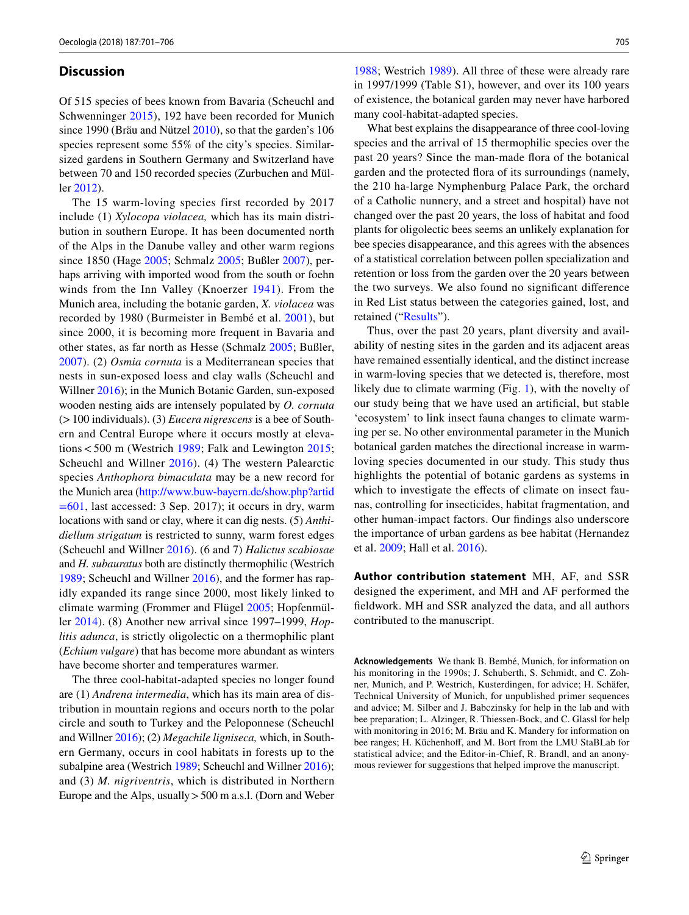## Discussion

Of 515 species of bees known from Bavaria (Scheuchl and Schwenninger 2015), 192 have been recorded for Munich since 1990 (Bräu and Nützel 2010), so that the garden's 106 species represent some 55% of the city's species. Similar-sized gardens in Southern Germany and Switzerland have between 70 and 150 recorded species (Zurbuchen and Müller 2012).

The 15 warm-loving species first recorded by 2017 include (1) *Xylocopa violacea,* which has its main distribution in southern Europe. It has been documented north of the Alps in the Danube valley and other warm regions since 1850 (Hage 2005; Schmalz 2005; Bußler 2007), perhaps arriving with imported wood from the south or foehn winds from the Inn Valley (Knoerzer 1941). From the Munich area, including the botanic garden, *X. violacea* was recorded by 1980 (Burmeister in Bembé et al. 2001), but since 2000, it is becoming more frequent in Bavaria and other states, as far north as Hesse (Schmalz 2005; Bußler, 2007). (2) *Osmia cornuta* is a Mediterranean species that nests in sun-exposed loess and clay walls (Scheuchl and Willner 2016); in the Munich Botanic Garden, sun-exposed wooden nesting aids are intensely populated by *O. cornuta* (> 100 individuals). (3) *Eucera nigrescens* is a bee of Southern and Central Europe where it occurs mostly at elevations < 500 m (Westrich 1989; Falk and Lewington 2015; Scheuchl and Willner 2016). (4) The western Palearctic species *Anthophora bimaculata* may be a new record for the Munich area (http://www.buw-bayern.de/show.php?artid=601, last accessed: 3 Sep. 2017); it occurs in dry, warm locations with sand or clay, where it can dig nests. (5) *Anthidiellum strigatum* is restricted to sunny, warm forest edges (Scheuchl and Willner 2016). (6 and 7) *Halictus scabiosae* and *H. subauratus* both are distinctly thermophilic (Westrich 1989; Scheuchl and Willner 2016), and the former has rapidly expanded its range since 2000, most likely linked to climate warming (Frommer and Flügel 2005; Hopfenmüller 2014). (8) Another new arrival since 1997–1999, *Hoplitis adunca*, is strictly oligolectic on a thermophilic plant (*Echium vulgare*) that has become more abundant as winters have become shorter and temperatures warmer.

The three cool-habitat-adapted species no longer found are (1) *Andrena intermedia*, which has its main area of distribution in mountain regions and occurs north to the polar circle and south to Turkey and the Peloponnese (Scheuchl and Willner 2016); (2) *Megachile ligniseca,* which, in Southern Germany, occurs in cool habitats in forests up to the subalpine area (Westrich 1989; Scheuchl and Willner 2016); and (3) *M. nigriventris*, which is distributed in Northern Europe and the Alps, usually > 500 m a.s.l. (Dorn and Weber 1988; Westrich 1989). All three of these were already rare in 1997/1999 (Table S1), however, and over its 100 years of existence, the botanical garden may never have harbored many cool-habitat-adapted species.

What best explains the disappearance of three cool-loving species and the arrival of 15 thermophilic species over the past 20 years? Since the man-made flora of the botanical garden and the protected flora of its surroundings (namely, the 210 ha-large Nymphenburg Palace Park, the orchard of a Catholic nunnery, and a street and hospital) have not changed over the past 20 years, the loss of habitat and food plants for oligolectic bees seems an unlikely explanation for bee species disappearance, and this agrees with the absences of a statistical correlation between pollen specialization and retention or loss from the garden over the 20 years between the two surveys. We also found no significant difference in Red List status between the categories gained, lost, and retained ("Results").

Thus, over the past 20 years, plant diversity and availability of nesting sites in the garden and its adjacent areas have remained essentially identical, and the distinct increase in warm-loving species that we detected is, therefore, most likely due to climate warming (Fig. 1), with the novelty of our study being that we have used an artificial, but stable 'ecosystem' to link insect fauna changes to climate warming per se. No other environmental parameter in the Munich botanical garden matches the directional increase in warm-loving species documented in our study. This study thus highlights the potential of botanic gardens as systems in which to investigate the effects of climate on insect faunas, controlling for insecticides, habitat fragmentation, and other human-impact factors. Our findings also underscore the importance of urban gardens as bee habitat (Hernandez et al. 2009; Hall et al. 2016).

**Author contribution statement** MH, AF, and SSR designed the experiment, and MH and AF performed the fieldwork. MH and SSR analyzed the data, and all authors contributed to the manuscript.

**Acknowledgements** We thank B. Bembé, Munich, for information on his monitoring in the 1990s; J. Schuberth, S. Schmidt, and C. Zohner, Munich, and P. Westrich, Kusterdingen, for advice; H. Schäfer, Technical University of Munich, for unpublished primer sequences and advice; M. Silber and J. Babczinsky for help in the lab and with bee preparation; L. Alzinger, R. Thiessen-Bock, and C. Glassl for help with monitoring in 2016; M. Bräu and K. Mandery for information on bee ranges; H. Küchenhoff, and M. Bort from the LMU StaBLab for statistical advice; and the Editor-in-Chief, R. Brandl, and an anonymous reviewer for suggestions that helped improve the manuscript.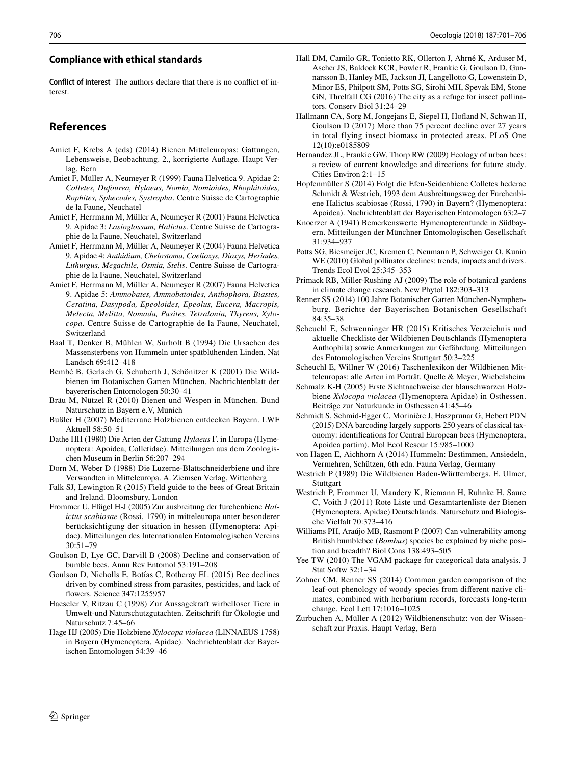## Compliance with ethical standards

**Conflict of interest** The authors declare that there is no conflict of interest.

## References

Amiet F, Krebs A (eds) (2014) Bienen Mitteleuropas: Gattungen, Lebensweise, Beobachtung. 2., korrigierte Auflage. Haupt Verlag, Bern

Amiet F, Müller A, Neumeyer R (1999) Fauna Helvetica 9. Apidae 2: *Colletes, Dufourea, Hylaeus, Nomia, Nomioides, Rhophitoides, Rophites, Sphecodes, Systropha*. Centre Suisse de Cartographie de la Faune, Neuchatel

Amiet F, Herrmann M, Müller A, Neumeyer R (2001) Fauna Helvetica 9. Apidae 3: *Lasioglossum, Halictus*. Centre Suisse de Cartographie de la Faune, Neuchatel, Switzerland

Amiet F, Herrmann M, Müller A, Neumeyer R (2004) Fauna Helvetica 9. Apidae 4: *Anthidium, Chelostoma, Coelioxys, Dioxys, Heriades, Lithurgus, Megachile, Osmia, Stelis*. Centre Suisse de Cartographie de la Faune, Neuchatel, Switzerland

Amiet F, Herrmann M, Müller A, Neumeyer R (2007) Fauna Helvetica 9. Apidae 5: *Ammobates, Ammobatoides, Anthophora, Biastes, Ceratina, Dasypoda, Epeoloides, Epeolus, Eucera, Macropis, Melecta, Melitta, Nomada, Pasites, Tetralonia, Thyreus, Xylocopa*. Centre Suisse de Cartographie de la Faune, Neuchatel, Switzerland

Baal T, Denker B, Mühlen W, Surholt B (1994) Die Ursachen des Massensterbens von Hummeln unter spätblühenden Linden. Nat Landsch 69:412–418

Bembé B, Gerlach G, Schuberth J, Schönitzer K (2001) Die Wildbienen im Botanischen Garten München. Nachrichtenblatt der bayererischen Entomologen 50:30–41

Bräu M, Nützel R (2010) Bienen und Wespen in München. Bund Naturschutz in Bayern e.V, Munich

Bußler H (2007) Mediterrane Holzbienen entdecken Bayern. LWF Aktuell 58:50–51

Dathe HH (1980) Die Arten der Gattung *Hylaeus* F. in Europa (Hymenoptera: Apoidea, Colletidae). Mitteilungen aus dem Zoologischen Museum in Berlin 56:207–294

Dorn M, Weber D (1988) Die Luzerne-Blattschneiderbiene und ihre Verwandten in Mitteleuropa. A. Ziemsen Verlag, Wittenberg

Falk SJ, Lewington R (2015) Field guide to the bees of Great Britain and Ireland. Bloomsbury, London

Frommer U, Flügel H-J (2005) Zur ausbreitung der furchenbiene *Halictus scabiosae* (Rossi, 1790) in mitteleuropa unter besonderer berücksichtigung der situation in hessen (Hymenoptera: Apidae). Mitteilungen des Internationalen Entomologischen Vereins 30:51–79

Goulson D, Lye GC, Darvill B (2008) Decline and conservation of bumble bees. Annu Rev Entomol 53:191–208

Goulson D, Nicholls E, Botías C, Rotheray EL (2015) Bee declines driven by combined stress from parasites, pesticides, and lack of flowers. Science 347:1255957

Haeseler V, Ritzau C (1998) Zur Aussagekraft wirbelloser Tiere in Umwelt-und Naturschutzgutachten. Zeitschrift für Ökologie und Naturschutz 7:45–66

Hage HJ (2005) Die Holzbiene *Xylocopa violacea* (LINNAEUS 1758) in Bayern (Hymenoptera, Apidae). Nachrichtenblatt der Bayerischen Entomologen 54:39–46

Hall DM, Camilo GR, Tonietto RK, Ollerton J, Ahrné K, Arduser M, Ascher JS, Baldock KCR, Fowler R, Frankie G, Goulson D, Gunnarsson B, Hanley ME, Jackson JI, Langellotto G, Lowenstein D, Minor ES, Philpott SM, Potts SG, Sirohi MH, Spevak EM, Stone GN, Threlfall CG (2016) The city as a refuge for insect pollinators. Conserv Biol 31:24–29

Hallmann CA, Sorg M, Jongejans E, Siepel H, Hofland N, Schwan H, Goulson D (2017) More than 75 percent decline over 27 years in total flying insect biomass in protected areas. PLoS One 12(10):e0185809

Hernandez JL, Frankie GW, Thorp RW (2009) Ecology of urban bees: a review of current knowledge and directions for future study. Cities Environ 2:1–15

Hopfenmüller S (2014) Folgt die Efeu-Seidenbiene Colletes hederae Schmidt & Westrich, 1993 dem Ausbreitungsweg der Furchenbiene Halictus scabiosae (Rossi, 1790) in Bayern? (Hymenoptera: Apoidea). Nachrichtenblatt der Bayerischen Entomologen 63:2–7

Knoerzer A (1941) Bemerkenswerte Hymenopterenfunde in Südbayern. Mitteilungen der Münchner Entomologischen Gesellschaft 31:934–937

Potts SG, Biesmeijer JC, Kremen C, Neumann P, Schweiger O, Kunin WE (2010) Global pollinator declines: trends, impacts and drivers. Trends Ecol Evol 25:345–353

Primack RB, Miller-Rushing AJ (2009) The role of botanical gardens in climate change research. New Phytol 182:303–313

Renner SS (2014) 100 Jahre Botanischer Garten München-Nymphenburg. Berichte der Bayerischen Botanischen Gesellschaft 84:35–38

Scheuchl E, Schwenninger HR (2015) Kritisches Verzeichnis und aktuelle Checkliste der Wildbienen Deutschlands (Hymenoptera Anthophila) sowie Anmerkungen zur Gefährdung. Mitteilungen des Entomologischen Vereins Stuttgart 50:3–225

Scheuchl E, Willner W (2016) Taschenlexikon der Wildbienen Mitteleuropas: alle Arten im Porträt. Quelle & Meyer, Wiebelsheim

Schmalz K-H (2005) Erste Sichtnachweise der blauschwarzen Holzbiene *Xylocopa violacea* (Hymenoptera Apidae) in Osthessen. Beiträge zur Naturkunde in Osthessen 41:45–46

Schmidt S, Schmid-Egger C, Morinière J, Haszprunar G, Hebert PDN (2015) DNA barcoding largely supports 250 years of classical taxonomy: identifications for Central European bees (Hymenoptera, Apoidea partim). Mol Ecol Resour 15:985–1000

von Hagen E, Aichhorn A (2014) Hummeln: Bestimmen, Ansiedeln, Vermehren, Schützen, 6th edn. Fauna Verlag, Germany

Westrich P (1989) Die Wildbienen Baden-Württembergs. E. Ulmer, Stuttgart

Westrich P, Frommer U, Mandery K, Riemann H, Ruhnke H, Saure C, Voith J (2011) Rote Liste und Gesamtartenliste der Bienen (Hymenoptera, Apidae) Deutschlands. Naturschutz und Biologische Vielfalt 70:373–416

Williams PH, Araújo MB, Rasmont P (2007) Can vulnerability among British bumblebee (*Bombus*) species be explained by niche position and breadth? Biol Cons 138:493–505

Yee TW (2010) The VGAM package for categorical data analysis. J Stat Softw 32:1–34

Zohner CM, Renner SS (2014) Common garden comparison of the leaf-out phenology of woody species from different native climates, combined with herbarium records, forecasts long-term change. Ecol Lett 17:1016–1025

Zurbuchen A, Müller A (2012) Wildbienenschutz: von der Wissenschaft zur Praxis. Haupt Verlag, Bern